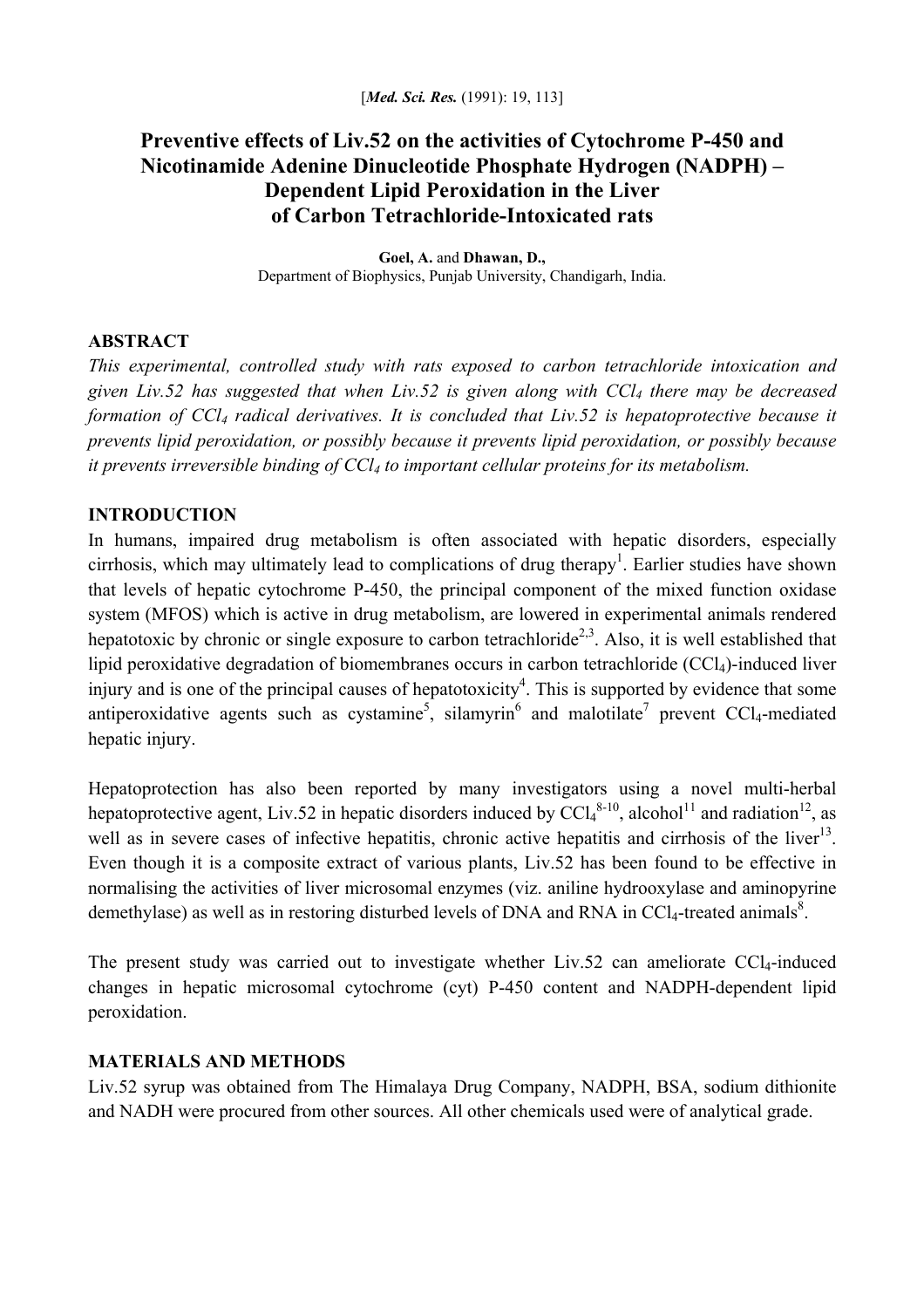[*Med. Sci. Res.* (1991): 19, 113]

# Preventive effects of Liv.52 on the activities of Cytochrome P-450 and Nicotinamide Adenine Dinucleotide Phosphate Hydrogen (NADPH) – Dependent Lipid Peroxidation in the Liver of Carbon Tetrachloride-Intoxicated rats

**Goel, A.** and **Dhawan, D.,**
Department of Biophysics, Punjab University, Chandigarh, India.

## ABSTRACT

*This experimental, controlled study with rats exposed to carbon tetrachloride intoxication and given Liv.52 has suggested that when Liv.52 is given along with $CCl_4$ there may be decreased formation of $CCl_4$ radical derivatives. It is concluded that Liv.52 is hepatoprotective because it prevents lipid peroxidation, or possibly because it prevents lipid peroxidation, or possibly because it prevents irreversible binding of $CCl_4$ to important cellular proteins for its metabolism.*

## INTRODUCTION

In humans, impaired drug metabolism is often associated with hepatic disorders, especially cirrhosis, which may ultimately lead to complications of drug therapy[1]. Earlier studies have shown that levels of hepatic cytochrome P-450, the principal component of the mixed function oxidase system (MFOS) which is active in drug metabolism, are lowered in experimental animals rendered hepatotoxic by chronic or single exposure to carbon tetrachloride[2,3]. Also, it is well established that lipid peroxidative degradation of biomembranes occurs in carbon tetrachloride ($CCl_4$)-induced liver injury and is one of the principal causes of hepatotoxicity[4]. This is supported by evidence that some antiperoxidative agents such as cystamine[5], silamyrin[6] and malotilate[7] prevent $CCl_4$-mediated hepatic injury.

Hepatoprotection has also been reported by many investigators using a novel multi-herbal hepatoprotective agent, Liv.52 in hepatic disorders induced by $CCl_4$[8-10], alcohol[11] and radiation[12], as well as in severe cases of infective hepatitis, chronic active hepatitis and cirrhosis of the liver[13]. Even though it is a composite extract of various plants, Liv.52 has been found to be effective in normalising the activities of liver microsomal enzymes (viz. aniline hydrooxylase and aminopyrine demethylase) as well as in restoring disturbed levels of DNA and RNA in $CCl_4$-treated animals[8].

The present study was carried out to investigate whether Liv.52 can ameliorate $CCl_4$-induced changes in hepatic microsomal cytochrome (cyt) P-450 content and NADPH-dependent lipid peroxidation.

## MATERIALS AND METHODS

Liv.52 syrup was obtained from The Himalaya Drug Company, NADPH, BSA, sodium dithionite and NADH were procured from other sources. All other chemicals used were of analytical grade.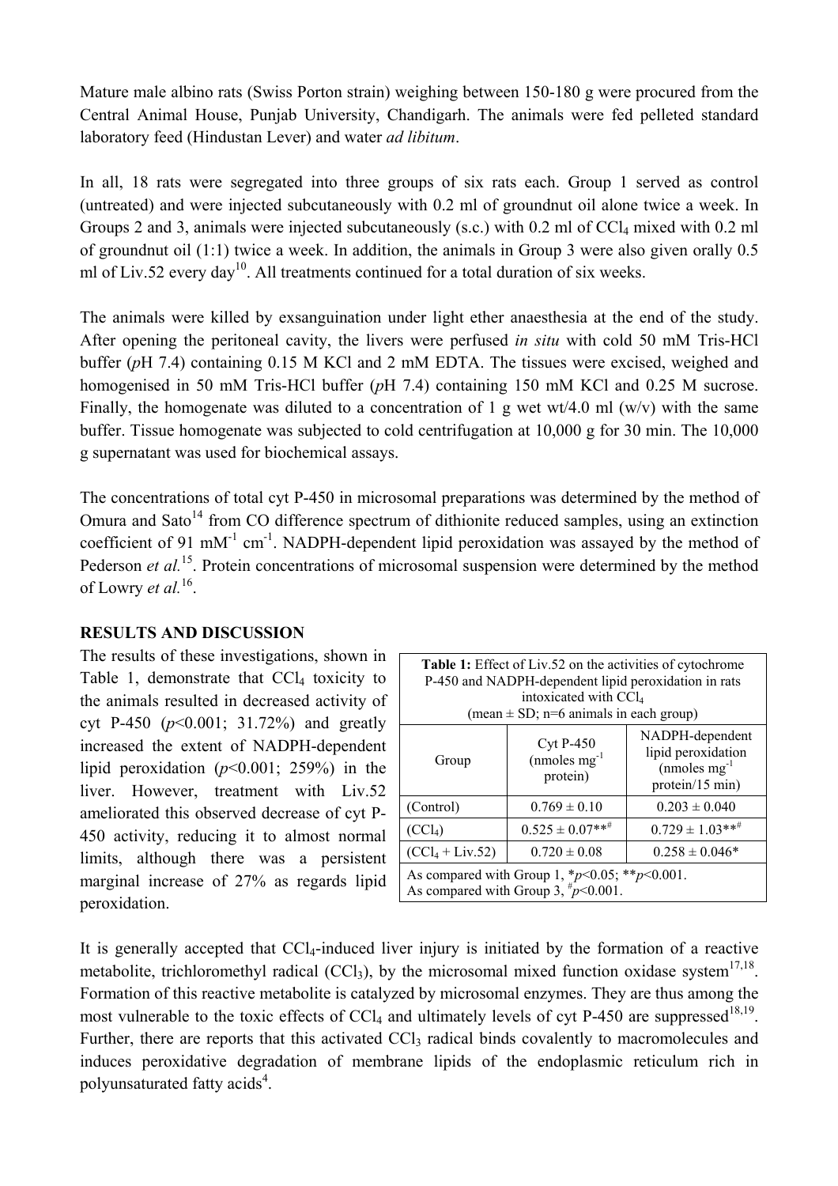Mature male albino rats (Swiss Porton strain) weighing between 150-180 g were procured from the Central Animal House, Punjab University, Chandigarh. The animals were fed pelleted standard laboratory feed (Hindustan Lever) and water *ad libitum*.

In all, 18 rats were segregated into three groups of six rats each. Group 1 served as control (untreated) and were injected subcutaneously with 0.2 ml of groundnut oil alone twice a week. In Groups 2 and 3, animals were injected subcutaneously (s.c.) with 0.2 ml of $CCl_4$ mixed with 0.2 ml of groundnut oil (1:1) twice a week. In addition, the animals in Group 3 were also given orally 0.5 ml of Liv.52 every day[10]. All treatments continued for a total duration of six weeks.

The animals were killed by exsanguination under light ether anaesthesia at the end of the study. After opening the peritoneal cavity, the livers were perfused *in situ* with cold 50 mM Tris-HCl buffer (*p*H 7.4) containing 0.15 M KCl and 2 mM EDTA. The tissues were excised, weighed and homogenised in 50 mM Tris-HCl buffer (*p*H 7.4) containing 150 mM KCl and 0.25 M sucrose. Finally, the homogenate was diluted to a concentration of 1 g wet wt/4.0 ml (w/v) with the same buffer. Tissue homogenate was subjected to cold centrifugation at 10,000 g for 30 min. The 10,000 g supernatant was used for biochemical assays.

The concentrations of total cyt P-450 in microsomal preparations was determined by the method of Omura and Sato[14] from CO difference spectrum of dithionite reduced samples, using an extinction coefficient of 91 $mM^{-1}$ $cm^{-1}$. NADPH-dependent lipid peroxidation was assayed by the method of Pederson *et al.*[15]. Protein concentrations of microsomal suspension were determined by the method of Lowry *et al.*[16].

## RESULTS AND DISCUSSION

The results of these investigations, shown in Table 1, demonstrate that $CCl_4$ toxicity to the animals resulted in decreased activity of cyt P-450 ($p<0.001$; 31.72%) and greatly increased the extent of NADPH-dependent lipid peroxidation ($p<0.001$; 259%) in the liver. However, treatment with Liv.52 ameliorated this observed decrease of cyt P-450 activity, reducing it to almost normal limits, although there was a persistent marginal increase of 27% as regards lipid peroxidation.

**Table 1:** Effect of Liv.52 on the activities of cytochrome P-450 and NADPH-dependent lipid peroxidation in rats intoxicated with $CCl_4$
(mean ± SD; n=6 animals in each group)

| Group | Cyt P-450 (nmoles $mg^{-1}$ protein) | NADPH-dependent lipid peroxidation (nmoles $mg^{-1}$ protein/15 min) |
|---|---|---|
| (Control) | 0.769 ± 0.10 | 0.203 ± 0.040 |
| ($CCl_4$) | 0.525 ± 0.07**[#] | 0.729 ± 1.03**[#] |
| ($CCl_4$ + Liv.52) | 0.720 ± 0.08 | 0.258 ± 0.046* |

As compared with Group 1, *$p<0.05$; **$p<0.001$.
As compared with Group 3, [#]$p<0.001$.

It is generally accepted that $CCl_4$-induced liver injury is initiated by the formation of a reactive metabolite, trichloromethyl radical ($CCl_3$), by the microsomal mixed function oxidase system[17,18]. Formation of this reactive metabolite is catalyzed by microsomal enzymes. They are thus among the most vulnerable to the toxic effects of $CCl_4$ and ultimately levels of cyt P-450 are suppressed[18,19]. Further, there are reports that this activated $CCl_3$ radical binds covalently to macromolecules and induces peroxidative degradation of membrane lipids of the endoplasmic reticulum rich in polyunsaturated fatty acids[4].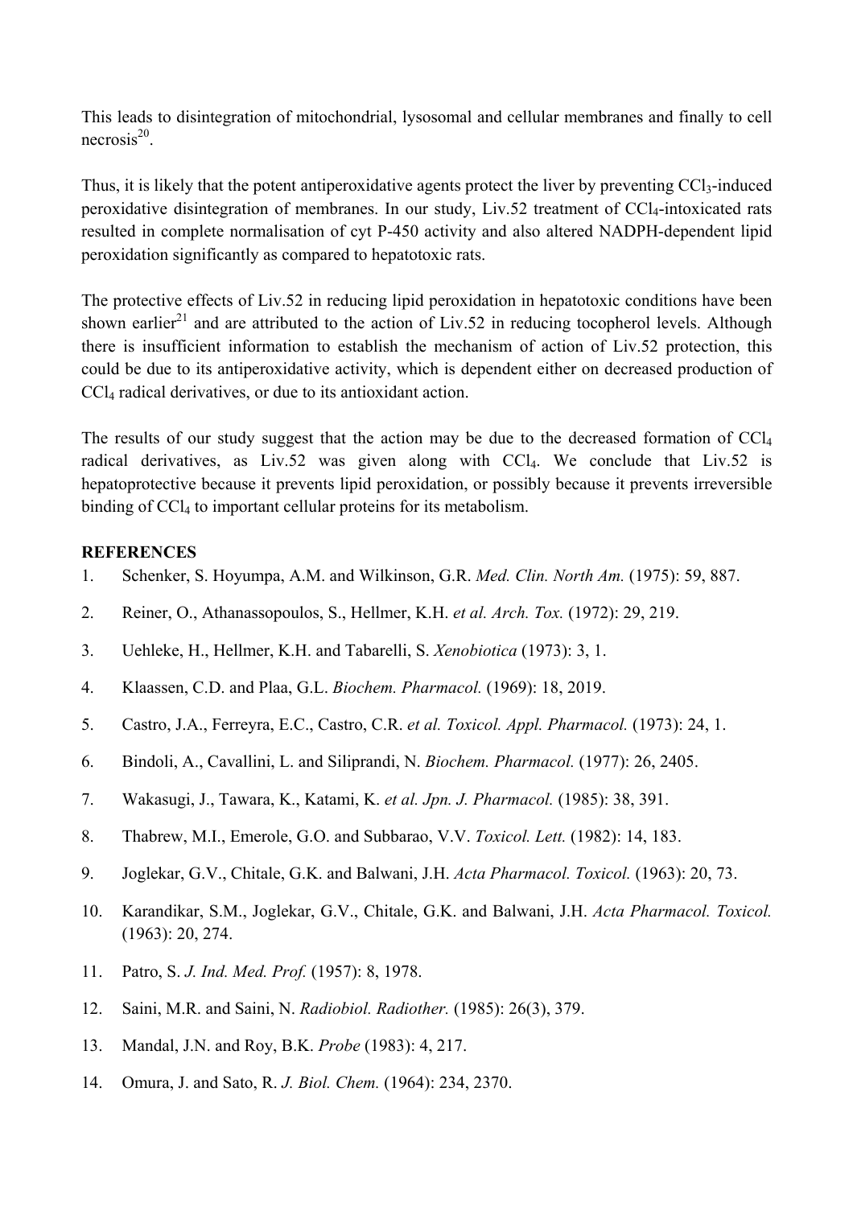This leads to disintegration of mitochondrial, lysosomal and cellular membranes and finally to cell necrosis[20].

Thus, it is likely that the potent antiperoxidative agents protect the liver by preventing $CCl_3$-induced peroxidative disintegration of membranes. In our study, Liv.52 treatment of $CCl_4$-intoxicated rats resulted in complete normalisation of cyt P-450 activity and also altered NADPH-dependent lipid peroxidation significantly as compared to hepatotoxic rats.

The protective effects of Liv.52 in reducing lipid peroxidation in hepatotoxic conditions have been shown earlier[21] and are attributed to the action of Liv.52 in reducing tocopherol levels. Although there is insufficient information to establish the mechanism of action of Liv.52 protection, this could be due to its antiperoxidative activity, which is dependent either on decreased production of $CCl_4$ radical derivatives, or due to its antioxidant action.

The results of our study suggest that the action may be due to the decreased formation of $CCl_4$ radical derivatives, as Liv.52 was given along with $CCl_4$. We conclude that Liv.52 is hepatoprotective because it prevents lipid peroxidation, or possibly because it prevents irreversible binding of $CCl_4$ to important cellular proteins for its metabolism.

**REFERENCES**

1. Schenker, S. Hoyumpa, A.M. and Wilkinson, G.R. *Med. Clin. North Am.* (1975): 59, 887.
2. Reiner, O., Athanassopoulos, S., Hellmer, K.H. *et al. Arch. Tox.* (1972): 29, 219.
3. Uehleke, H., Hellmer, K.H. and Tabarelli, S. *Xenobiotica* (1973): 3, 1.
4. Klaassen, C.D. and Plaa, G.L. *Biochem. Pharmacol.* (1969): 18, 2019.
5. Castro, J.A., Ferreyra, E.C., Castro, C.R. *et al. Toxicol. Appl. Pharmacol.* (1973): 24, 1.
6. Bindoli, A., Cavallini, L. and Siliprandi, N. *Biochem. Pharmacol.* (1977): 26, 2405.
7. Wakasugi, J., Tawara, K., Katami, K. *et al. Jpn. J. Pharmacol.* (1985): 38, 391.
8. Thabrew, M.I., Emerole, G.O. and Subbarao, V.V. *Toxicol. Lett.* (1982): 14, 183.
9. Joglekar, G.V., Chitale, G.K. and Balwani, J.H. *Acta Pharmacol. Toxicol.* (1963): 20, 73.
10. Karandikar, S.M., Joglekar, G.V., Chitale, G.K. and Balwani, J.H. *Acta Pharmacol. Toxicol.* (1963): 20, 274.
11. Patro, S. *J. Ind. Med. Prof.* (1957): 8, 1978.
12. Saini, M.R. and Saini, N. *Radiobiol. Radiother.* (1985): 26(3), 379.
13. Mandal, J.N. and Roy, B.K. *Probe* (1983): 4, 217.
14. Omura, J. and Sato, R. *J. Biol. Chem.* (1964): 234, 2370.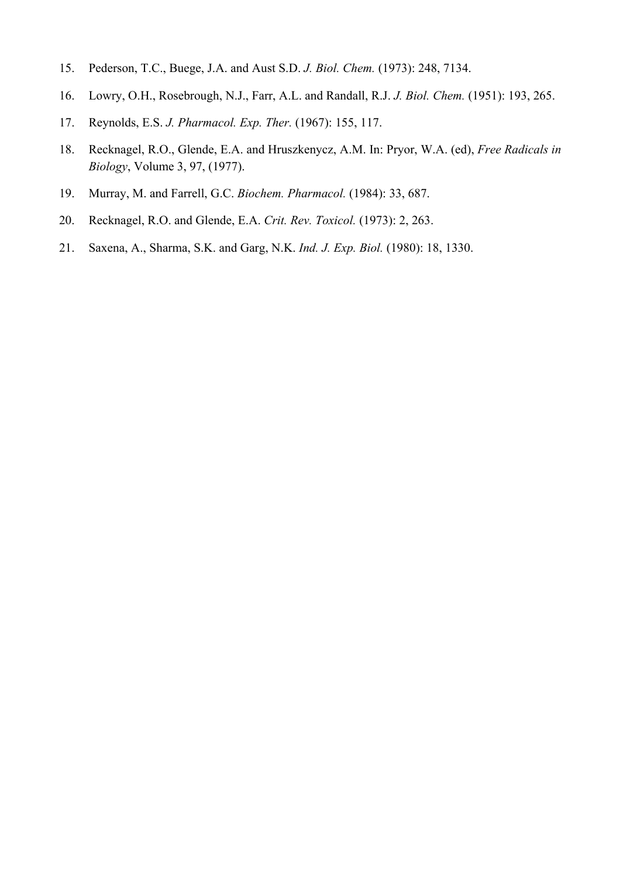15. Pederson, T.C., Buege, J.A. and Aust S.D. *J. Biol. Chem.* (1973): 248, 7134.
16. Lowry, O.H., Rosebrough, N.J., Farr, A.L. and Randall, R.J. *J. Biol. Chem.* (1951): 193, 265.
17. Reynolds, E.S. *J. Pharmacol. Exp. Ther.* (1967): 155, 117.
18. Recknagel, R.O., Glende, E.A. and Hruszkenycz, A.M. In: Pryor, W.A. (ed), *Free Radicals in Biology*, Volume 3, 97, (1977).
19. Murray, M. and Farrell, G.C. *Biochem. Pharmacol.* (1984): 33, 687.
20. Recknagel, R.O. and Glende, E.A. *Crit. Rev. Toxicol.* (1973): 2, 263.
21. Saxena, A., Sharma, S.K. and Garg, N.K. *Ind. J. Exp. Biol.* (1980): 18, 1330.